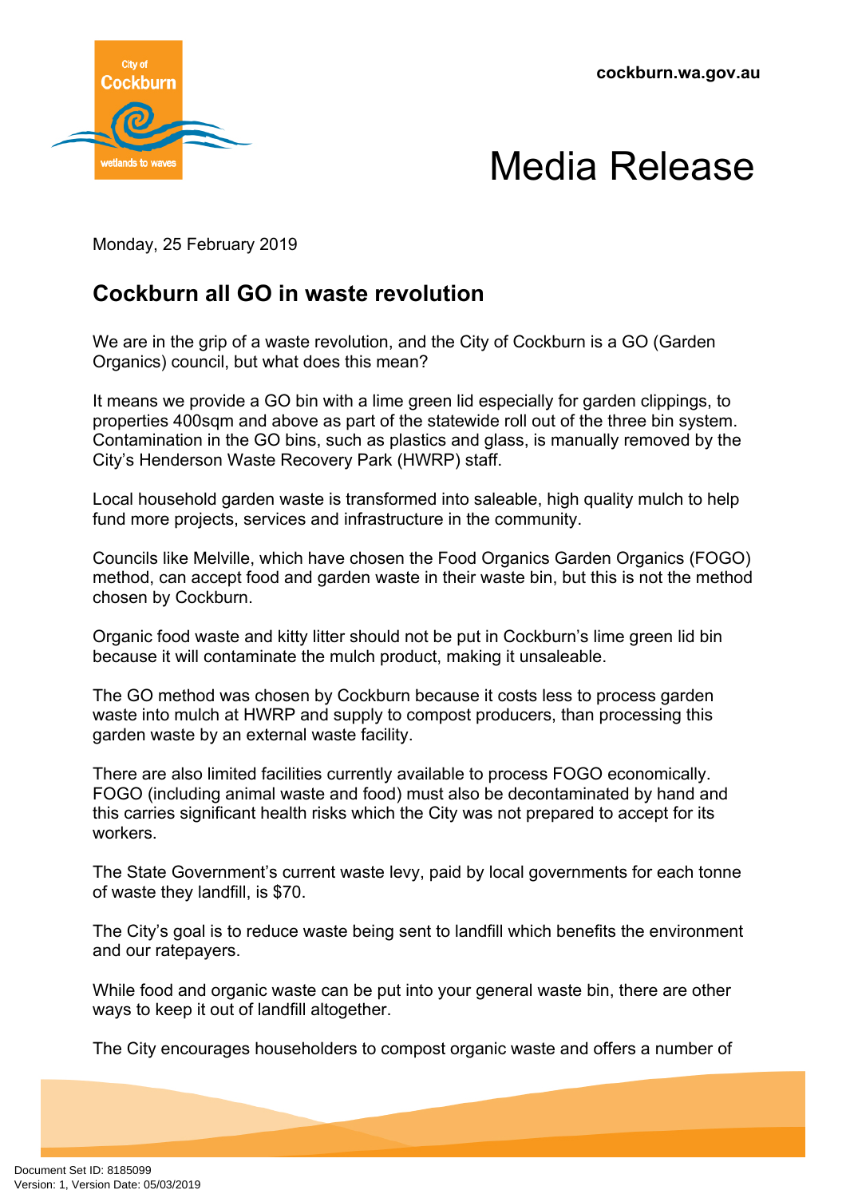cockburn.wa.gov.au

# Media Release

Monday, 25 February 2019

## Cockburn all GO in waste revolution

We are in the grip of a waste revolution, and the City of Cockburn is a GO (Garden Organics) council, but what does this mean?

It means we provide a GO bin with a lime green lid especially for garden clippings, to properties 400sqm and above as part of the statewide roll out of the three bin system. Contamination in the GO bins, such as plastics and glass, is manually removed by the City's Henderson Waste Recovery Park (HWRP) staff.

Local household garden waste is transformed into saleable, high quality mulch to help fund more projects, services and infrastructure in the community.

Councils like Melville, which have chosen the Food Organics Garden Organics (FOGO) method, can accept food and garden waste in their waste bin, but this is not the method chosen by Cockburn.

Organic food waste and kitty litter should not be put in Cockburn's lime green lid bin because it will contaminate the mulch product, making it unsaleable.

The GO method was chosen by Cockburn because it costs less to process garden waste into mulch at HWRP and supply to compost producers, than processing this garden waste by an external waste facility.

There are also limited facilities currently available to process FOGO economically. FOGO (including animal waste and food) must also be decontaminated by hand and this carries significant health risks which the City was not prepared to accept for its workers.

The State Government's current waste levy, paid by local governments for each tonne of waste they landfill, is $70.

The City's goal is to reduce waste being sent to landfill which benefits the environment and our ratepayers.

While food and organic waste can be put into your general waste bin, there are other ways to keep it out of landfill altogether.

The City encourages householders to compost organic waste and offers a number of

Document Set ID: 8185099
Version: 1, Version Date: 05/03/2019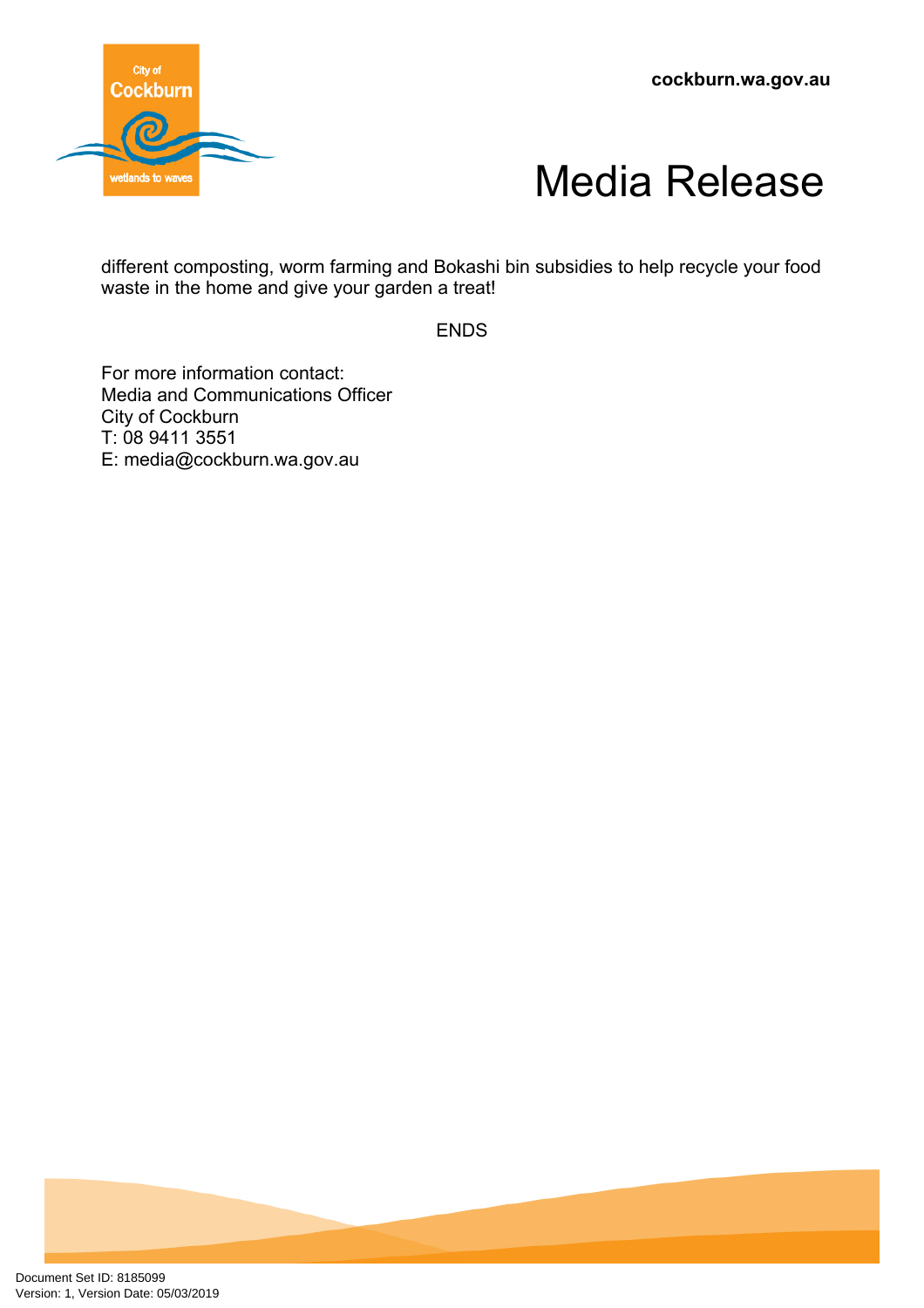different composting, worm farming and Bokashi bin subsidies to help recycle your food waste in the home and give your garden a treat!

ENDS

For more information contact:
Media and Communications Officer
City of Cockburn
T: 08 9411 3551
E: media@cockburn.wa.gov.au